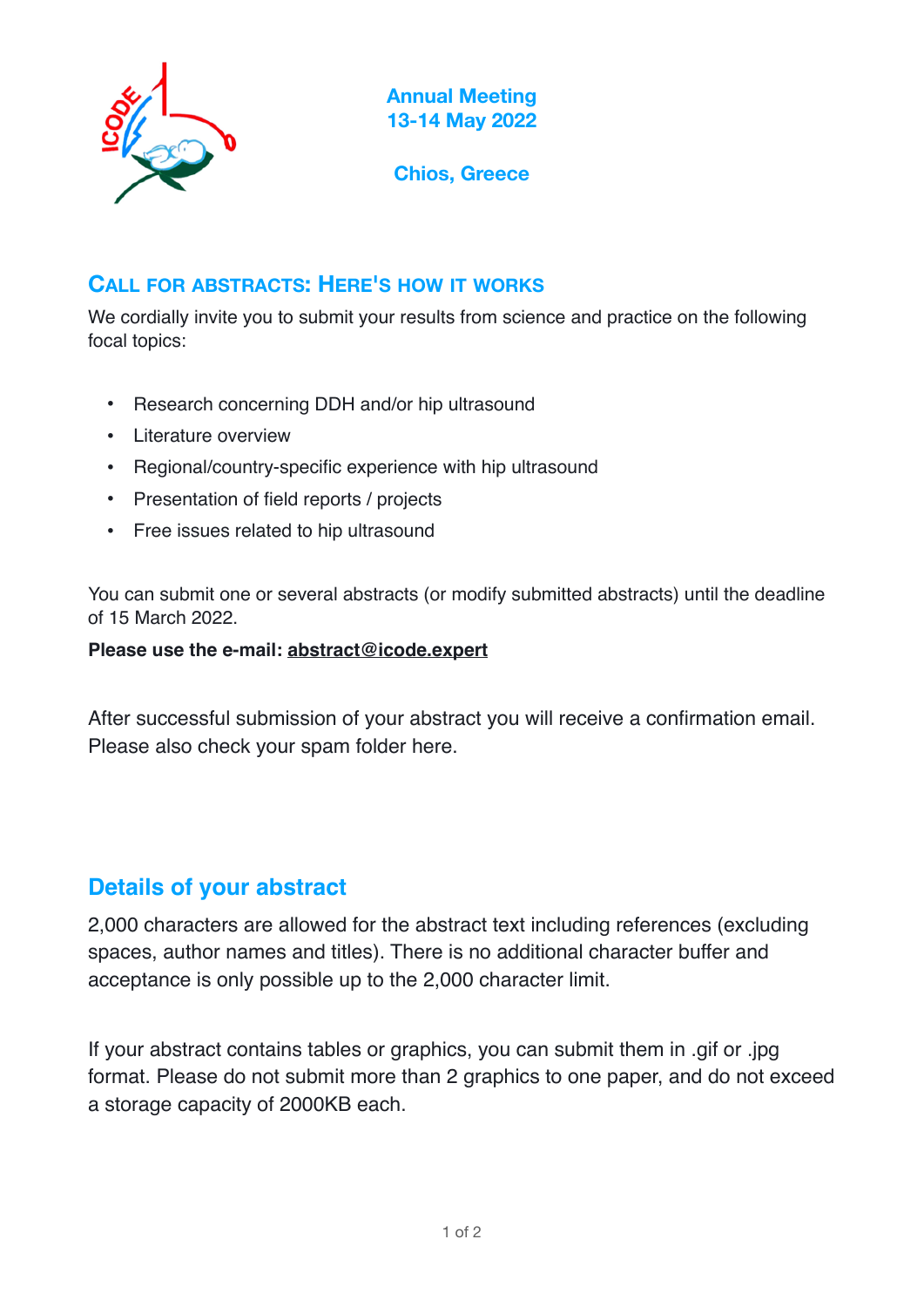**Annual Meeting**
**13-14 May 2022**

**Chios, Greece**

## Call for abstracts: Here's how it works

We cordially invite you to submit your results from science and practice on the following focal topics:

- Research concerning DDH and/or hip ultrasound
- Literature overview
- Regional/country-specific experience with hip ultrasound
- Presentation of field reports / projects
- Free issues related to hip ultrasound

You can submit one or several abstracts (or modify submitted abstracts) until the deadline of 15 March 2022.

**Please use the e-mail: abstract@icode.expert**

After successful submission of your abstract you will receive a confirmation email. Please also check your spam folder here.

## Details of your abstract

2,000 characters are allowed for the abstract text including references (excluding spaces, author names and titles). There is no additional character buffer and acceptance is only possible up to the 2,000 character limit.

If your abstract contains tables or graphics, you can submit them in .gif or .jpg format. Please do not submit more than 2 graphics to one paper, and do not exceed a storage capacity of 2000KB each.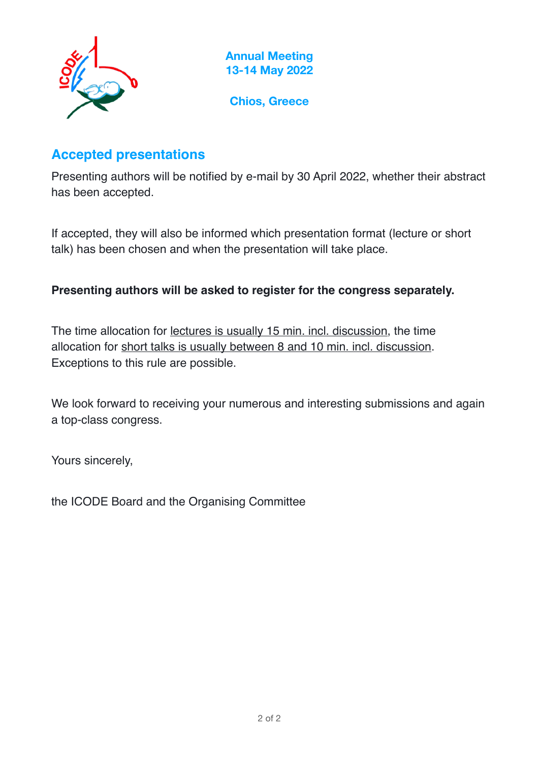Annual Meeting
13-14 May 2022

Chios, Greece

## Accepted presentations

Presenting authors will be notified by e-mail by 30 April 2022, whether their abstract has been accepted.

If accepted, they will also be informed which presentation format (lecture or short talk) has been chosen and when the presentation will take place.

**Presenting authors will be asked to register for the congress separately.**

The time allocation for lectures is usually 15 min. incl. discussion, the time allocation for short talks is usually between 8 and 10 min. incl. discussion. Exceptions to this rule are possible.

We look forward to receiving your numerous and interesting submissions and again a top-class congress.

Yours sincerely,

the ICODE Board and the Organising Committee